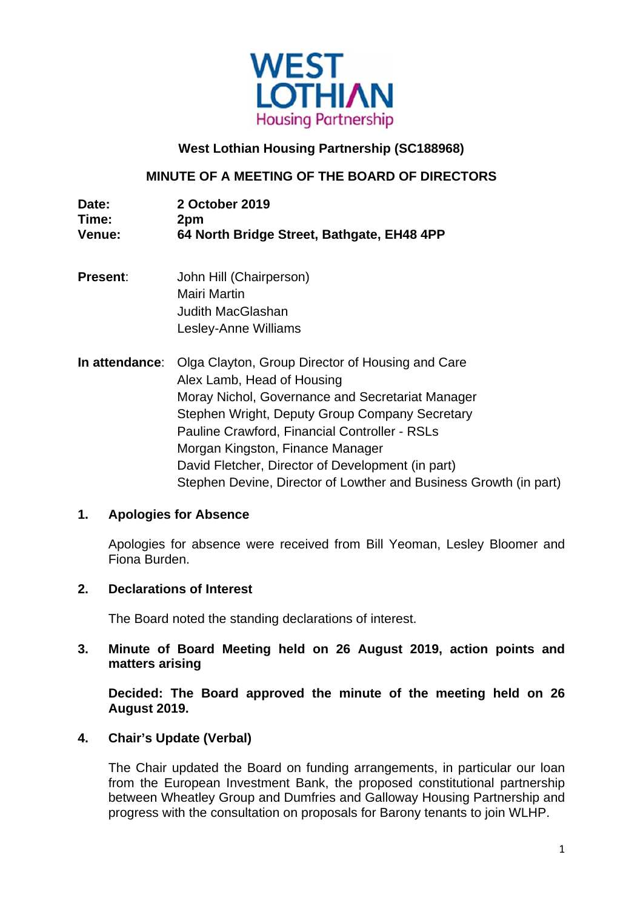**West Lothian Housing Partnership (SC188968)**

**MINUTE OF A MEETING OF THE BOARD OF DIRECTORS**

**Date:** **2 October 2019**
**Time:** **2pm**
**Venue:** **64 North Bridge Street, Bathgate, EH48 4PP**

**Present**: John Hill (Chairperson)
Mairi Martin
Judith MacGlashan
Lesley-Anne Williams

**In attendance**: Olga Clayton, Group Director of Housing and Care
Alex Lamb, Head of Housing
Moray Nichol, Governance and Secretariat Manager
Stephen Wright, Deputy Group Company Secretary
Pauline Crawford, Financial Controller - RSLs
Morgan Kingston, Finance Manager
David Fletcher, Director of Development (in part)
Stephen Devine, Director of Lowther and Business Growth (in part)

## 1. Apologies for Absence

Apologies for absence were received from Bill Yeoman, Lesley Bloomer and Fiona Burden.

## 2. Declarations of Interest

The Board noted the standing declarations of interest.

## 3. Minute of Board Meeting held on 26 August 2019, action points and matters arising

**Decided: The Board approved the minute of the meeting held on 26 August 2019.**

## 4. Chair's Update (Verbal)

The Chair updated the Board on funding arrangements, in particular our loan from the European Investment Bank, the proposed constitutional partnership between Wheatley Group and Dumfries and Galloway Housing Partnership and progress with the consultation on proposals for Barony tenants to join WLHP.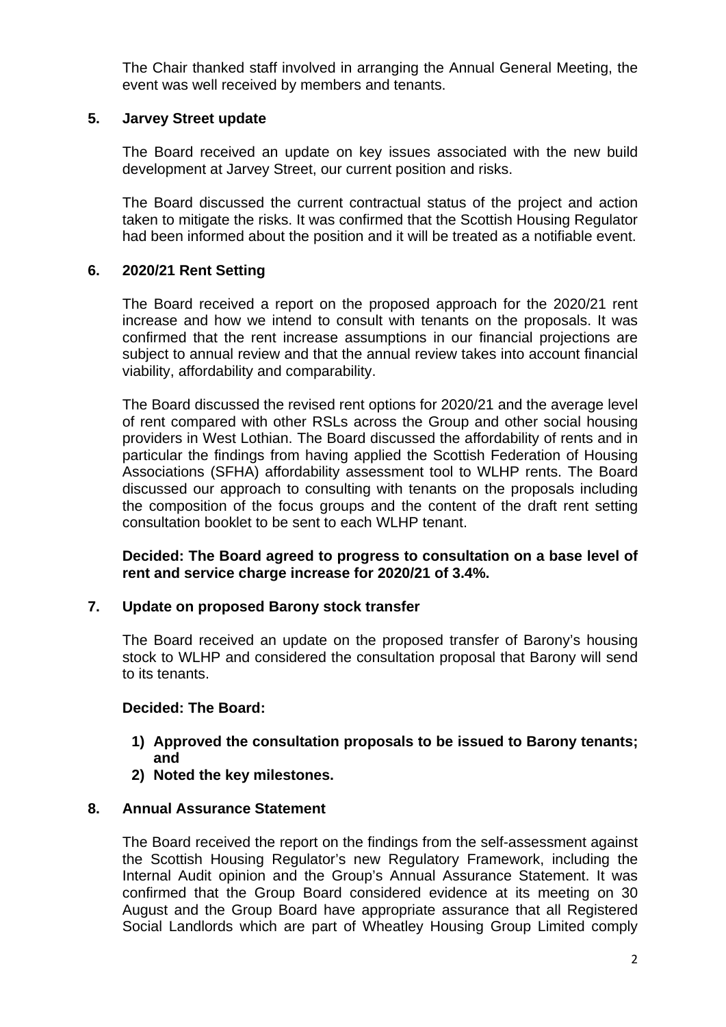The Chair thanked staff involved in arranging the Annual General Meeting, the event was well received by members and tenants.

## 5. Jarvey Street update

The Board received an update on key issues associated with the new build development at Jarvey Street, our current position and risks.

The Board discussed the current contractual status of the project and action taken to mitigate the risks. It was confirmed that the Scottish Housing Regulator had been informed about the position and it will be treated as a notifiable event.

## 6. 2020/21 Rent Setting

The Board received a report on the proposed approach for the 2020/21 rent increase and how we intend to consult with tenants on the proposals. It was confirmed that the rent increase assumptions in our financial projections are subject to annual review and that the annual review takes into account financial viability, affordability and comparability.

The Board discussed the revised rent options for 2020/21 and the average level of rent compared with other RSLs across the Group and other social housing providers in West Lothian. The Board discussed the affordability of rents and in particular the findings from having applied the Scottish Federation of Housing Associations (SFHA) affordability assessment tool to WLHP rents. The Board discussed our approach to consulting with tenants on the proposals including the composition of the focus groups and the content of the draft rent setting consultation booklet to be sent to each WLHP tenant.

**Decided: The Board agreed to progress to consultation on a base level of rent and service charge increase for 2020/21 of 3.4%.**

## 7. Update on proposed Barony stock transfer

The Board received an update on the proposed transfer of Barony's housing stock to WLHP and considered the consultation proposal that Barony will send to its tenants.

**Decided: The Board:**

1) **Approved the consultation proposals to be issued to Barony tenants; and**
2) **Noted the key milestones.**

## 8. Annual Assurance Statement

The Board received the report on the findings from the self-assessment against the Scottish Housing Regulator's new Regulatory Framework, including the Internal Audit opinion and the Group's Annual Assurance Statement. It was confirmed that the Group Board considered evidence at its meeting on 30 August and the Group Board have appropriate assurance that all Registered Social Landlords which are part of Wheatley Housing Group Limited comply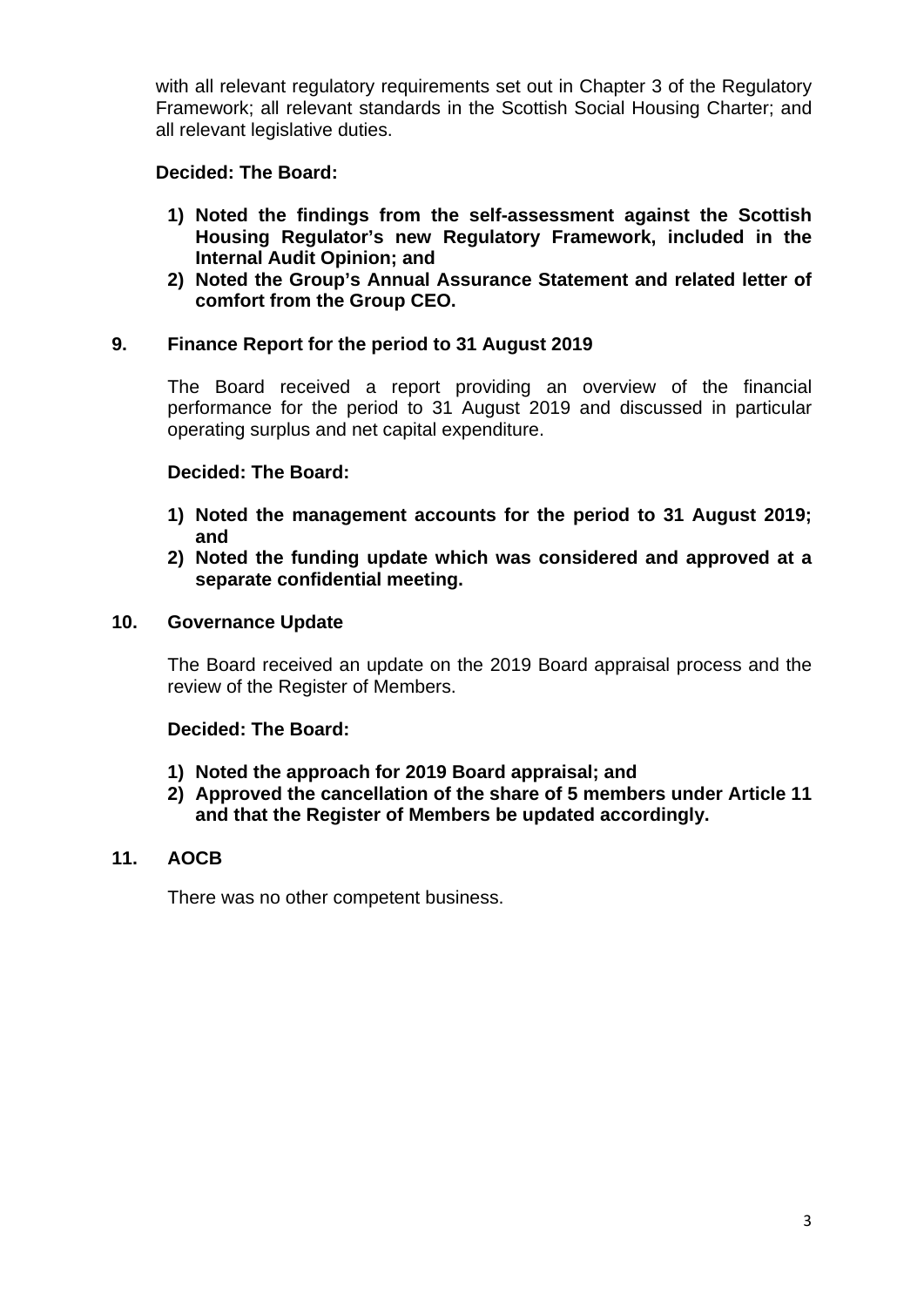with all relevant regulatory requirements set out in Chapter 3 of the Regulatory Framework; all relevant standards in the Scottish Social Housing Charter; and all relevant legislative duties.

**Decided: The Board:**

1) **Noted the findings from the self-assessment against the Scottish Housing Regulator's new Regulatory Framework, included in the Internal Audit Opinion; and**
2) **Noted the Group's Annual Assurance Statement and related letter of comfort from the Group CEO.**

**9. Finance Report for the period to 31 August 2019**

The Board received a report providing an overview of the financial performance for the period to 31 August 2019 and discussed in particular operating surplus and net capital expenditure.

**Decided: The Board:**

1) **Noted the management accounts for the period to 31 August 2019; and**
2) **Noted the funding update which was considered and approved at a separate confidential meeting.**

**10. Governance Update**

The Board received an update on the 2019 Board appraisal process and the review of the Register of Members.

**Decided: The Board:**

1) **Noted the approach for 2019 Board appraisal; and**
2) **Approved the cancellation of the share of 5 members under Article 11 and that the Register of Members be updated accordingly.**

**11. AOCB**

There was no other competent business.